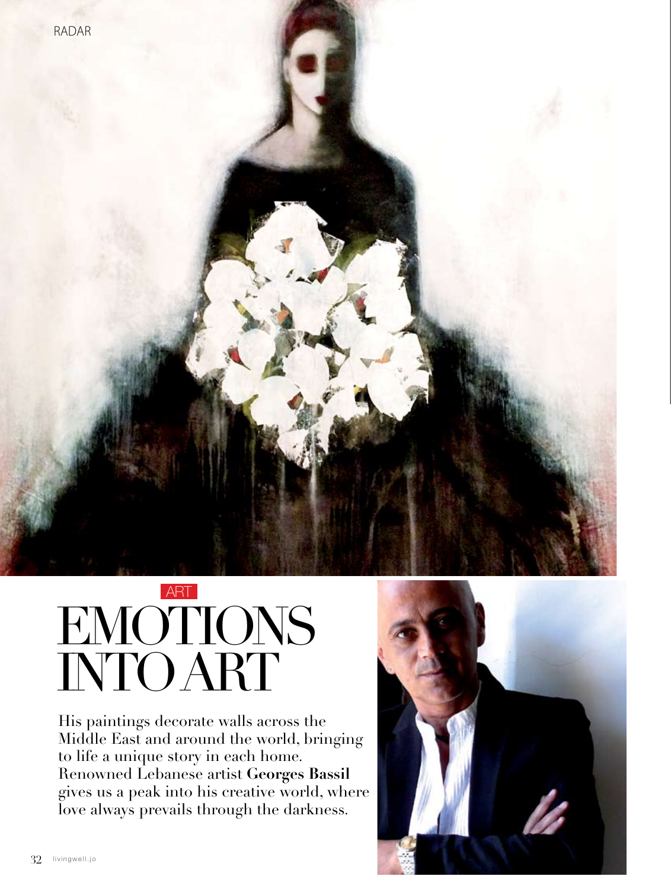ART

# EMOTIONS INTO ART

His paintings decorate walls across the Middle East and around the world, bringing to life a unique story in each home. Renowned Lebanese artist **Georges Bassil** gives us a peak into his creative world, where love always prevails through the darkness.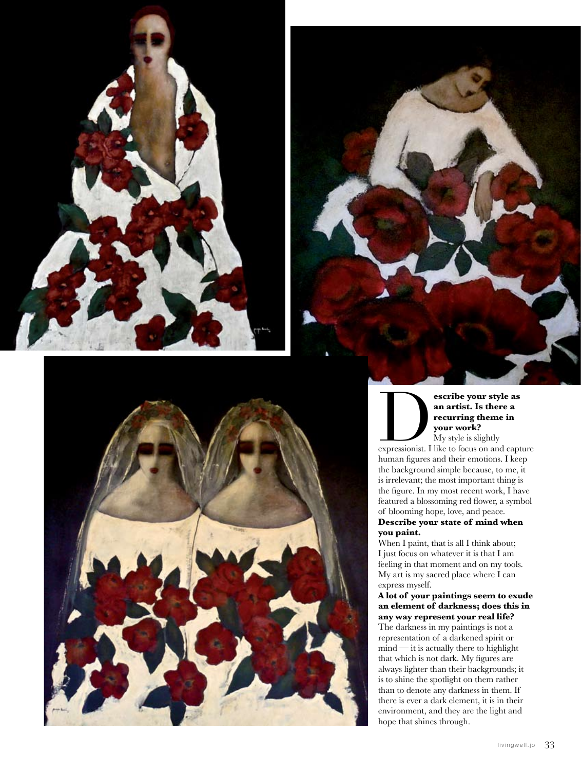**Describe your style as an artist. Is there a recurring theme in your work?**

My style is slightly expressionist. I like to focus on and capture human figures and their emotions. I keep the background simple because, to me, it is irrelevant; the most important thing is the figure. In my most recent work, I have featured a blossoming red flower, a symbol of blooming hope, love, and peace.

**Describe your state of mind when you paint.**

When I paint, that is all I think about; I just focus on whatever it is that I am feeling in that moment and on my tools. My art is my sacred place where I can express myself.

**A lot of your paintings seem to exude an element of darkness; does this in any way represent your real life?**

The darkness in my paintings is not a representation of a darkened spirit or mind — it is actually there to highlight that which is not dark. My figures are always lighter than their backgrounds; it is to shine the spotlight on them rather than to denote any darkness in them. If there is ever a dark element, it is in their environment, and they are the light and hope that shines through.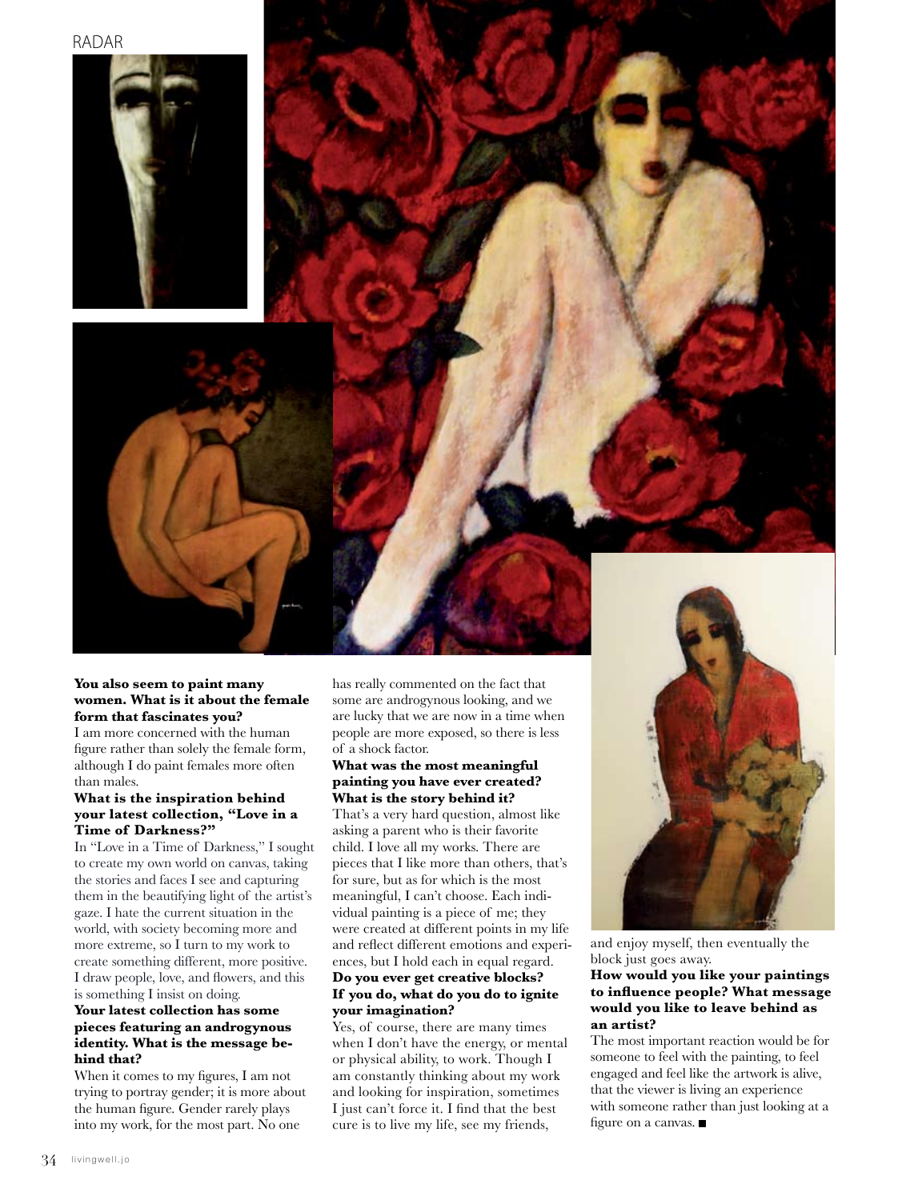**You also seem to paint many women. What is it about the female form that fascinates you?**

I am more concerned with the human figure rather than solely the female form, although I do paint females more often than males.

**What is the inspiration behind your latest collection, "Love in a Time of Darkness?"**

In "Love in a Time of Darkness," I sought to create my own world on canvas, taking the stories and faces I see and capturing them in the beautifying light of the artist's gaze. I hate the current situation in the world, with society becoming more and more extreme, so I turn to my work to create something different, more positive. I draw people, love, and flowers, and this is something I insist on doing.

**Your latest collection has some pieces featuring an androgynous identity. What is the message behind that?**

When it comes to my figures, I am not trying to portray gender; it is more about the human figure. Gender rarely plays into my work, for the most part. No one has really commented on the fact that some are androgynous looking, and we are lucky that we are now in a time when people are more exposed, so there is less of a shock factor.

**What was the most meaningful painting you have ever created? What is the story behind it?**

That's a very hard question, almost like asking a parent who is their favorite child. I love all my works. There are pieces that I like more than others, that's for sure, but as for which is the most meaningful, I can't choose. Each individual painting is a piece of me; they were created at different points in my life and reflect different emotions and experiences, but I hold each in equal regard.

**Do you ever get creative blocks? If you do, what do you do to ignite your imagination?**

Yes, of course, there are many times when I don't have the energy, or mental or physical ability, to work. Though I am constantly thinking about my work and looking for inspiration, sometimes I just can't force it. I find that the best cure is to live my life, see my friends, and enjoy myself, then eventually the block just goes away.

**How would you like your paintings to influence people? What message would you like to leave behind as an artist?**

The most important reaction would be for someone to feel with the painting, to feel engaged and feel like the artwork is alive, that the viewer is living an experience with someone rather than just looking at a figure on a canvas. ■